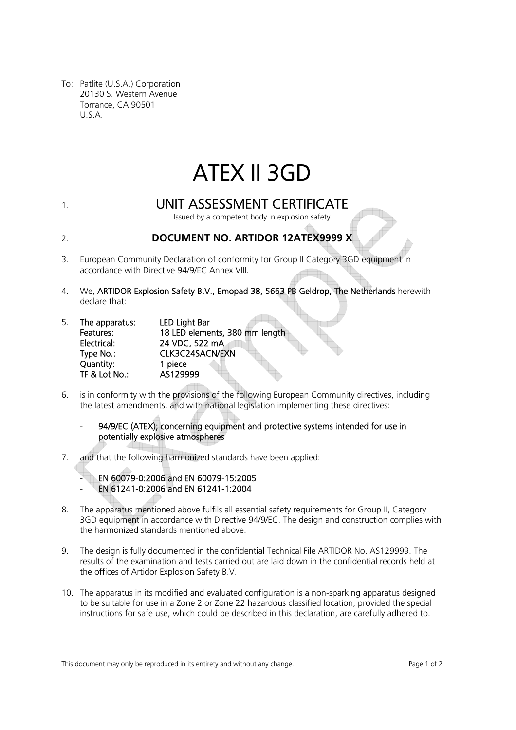To: Patlite (U.S.A.) Corporation
20130 S. Western Avenue
Torrance, CA 90501
U.S.A.

# ATEX II 3GD

1. ## UNIT ASSESSMENT CERTIFICATE

Issued by a competent body in explosion safety

2. **DOCUMENT NO. ARTIDOR 12ATEX9999 X**

3. European Community Declaration of conformity for Group II Category 3GD equipment in accordance with Directive 94/9/EC Annex VIII.

4. We, ARTIDOR Explosion Safety B.V., Emopad 38, 5663 PB Geldrop, The Netherlands herewith declare that:

5. The apparatus: LED Light Bar
   Features: 18 LED elements, 380 mm length
   Electrical: 24 VDC, 522 mA
   Type No.: CLK3C24SACN/EXN
   Quantity: 1 piece
   TF & Lot No.: AS129999

6. is in conformity with the provisions of the following European Community directives, including the latest amendments, and with national legislation implementing these directives:

   - 94/9/EC (ATEX); concerning equipment and protective systems intended for use in potentially explosive atmospheres

7. and that the following harmonized standards have been applied:

   - EN 60079-0:2006 and EN 60079-15:2005
   - EN 61241-0:2006 and EN 61241-1:2004

8. The apparatus mentioned above fulfils all essential safety requirements for Group II, Category 3GD equipment in accordance with Directive 94/9/EC. The design and construction complies with the harmonized standards mentioned above.

9. The design is fully documented in the confidential Technical File ARTIDOR No. AS129999. The results of the examination and tests carried out are laid down in the confidential records held at the offices of Artidor Explosion Safety B.V.

10. The apparatus in its modified and evaluated configuration is a non-sparking apparatus designed to be suitable for use in a Zone 2 or Zone 22 hazardous classified location, provided the special instructions for safe use, which could be described in this declaration, are carefully adhered to.

This document may only be reproduced in its entirety and without any change.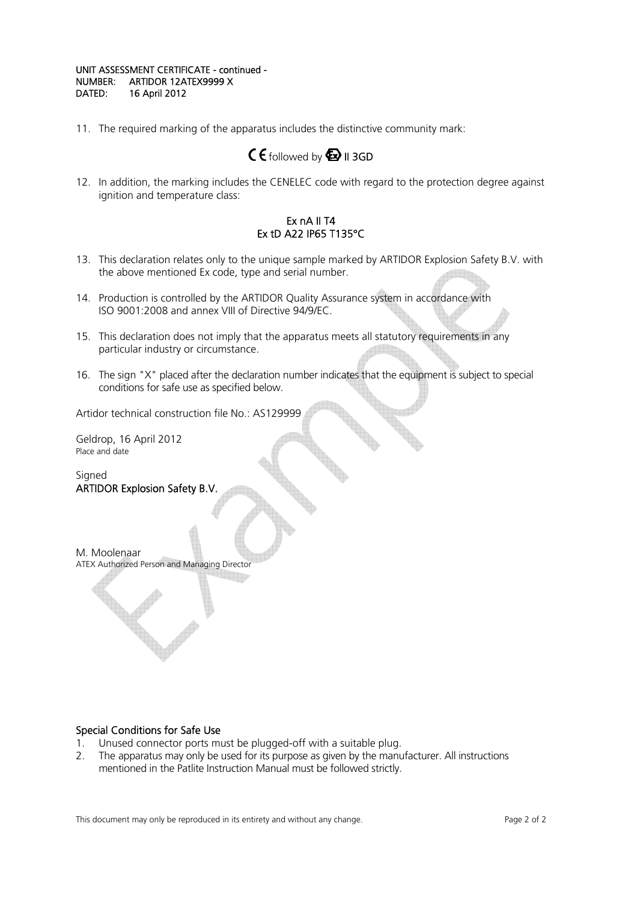UNIT ASSESSMENT CERTIFICATE - continued -
NUMBER: ARTIDOR 12ATEX9999 X
DATED: 16 April 2012

11. The required marking of the apparatus includes the distinctive community mark:

CE followed by Ex II 3GD

12. In addition, the marking includes the CENELEC code with regard to the protection degree against ignition and temperature class:

**Ex nA II T4**
**Ex tD A22 IP65 T135°C**

13. This declaration relates only to the unique sample marked by ARTIDOR Explosion Safety B.V. with the above mentioned Ex code, type and serial number.
14. Production is controlled by the ARTIDOR Quality Assurance system in accordance with ISO 9001:2008 and annex VIII of Directive 94/9/EC.
15. This declaration does not imply that the apparatus meets all statutory requirements in any particular industry or circumstance.
16. The sign "X" placed after the declaration number indicates that the equipment is subject to special conditions for safe use as specified below.

Artidor technical construction file No.: AS129999

Geldrop, 16 April 2012
Place and date

Signed
**ARTIDOR Explosion Safety B.V.**

M. Moolenaar
ATEX Authorized Person and Managing Director

## Special Conditions for Safe Use

1. Unused connector ports must be plugged-off with a suitable plug.
2. The apparatus may only be used for its purpose as given by the manufacturer. All instructions mentioned in the Patlite Instruction Manual must be followed strictly.

This document may only be reproduced in its entirety and without any change.